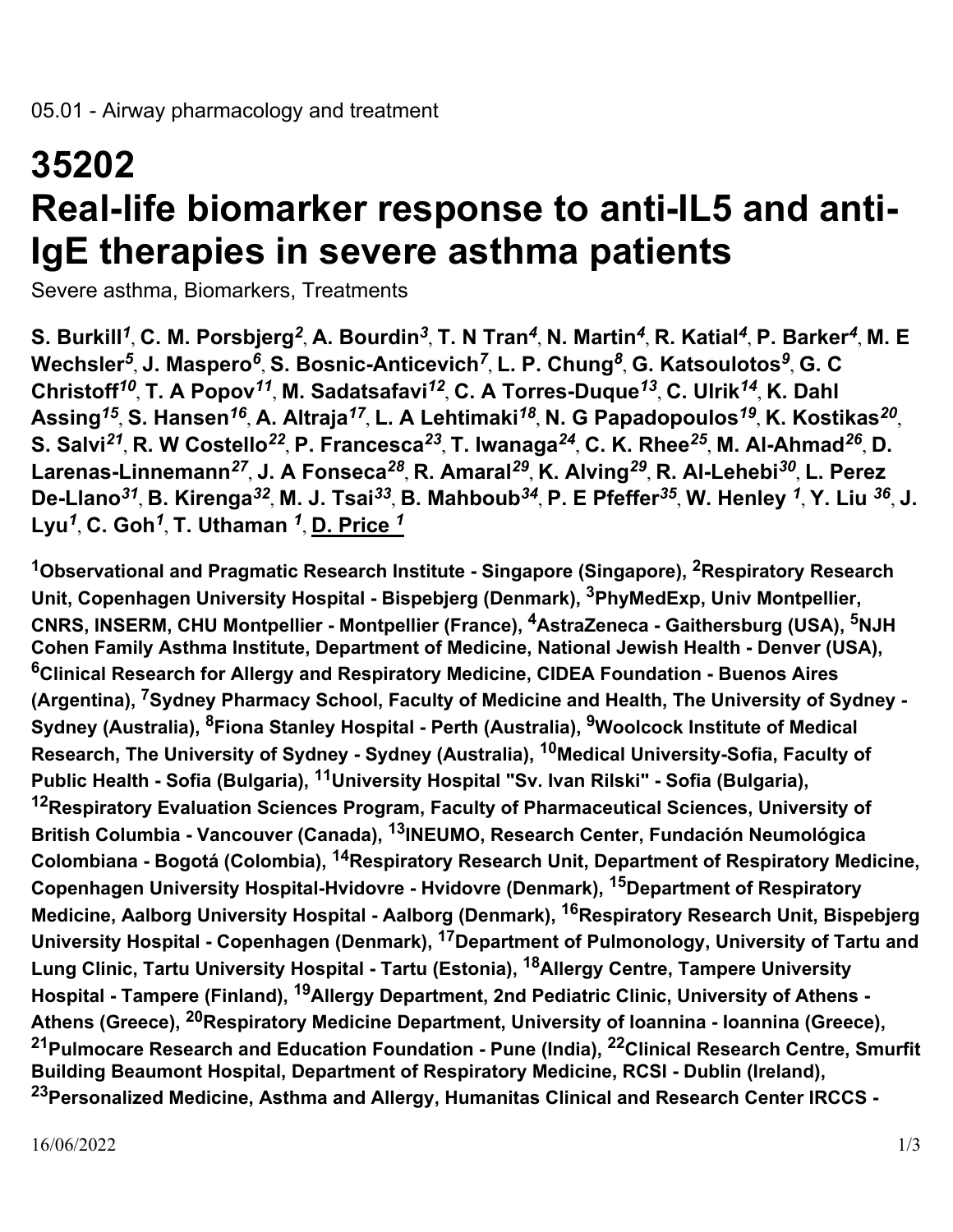05.01 - Airway pharmacology and treatment

# 35202
# Real-life biomarker response to anti-IL5 and anti-IgE therapies in severe asthma patients

Severe asthma, Biomarkers, Treatments

**S. Burkill[1], C. M. Porsbjerg[2], A. Bourdin[3], T. N Tran[4], N. Martin[4], R. Katial[4], P. Barker[4], M. E Wechsler[5], J. Maspero[6], S. Bosnic-Anticevich[7], L. P. Chung[8], G. Katsoulotos[9], G. C Christoff[10], T. A Popov[11], M. Sadatsafavi[12], C. A Torres-Duque[13], C. Ulrik[14], K. Dahl Assing[15], S. Hansen[16], A. Altraja[17], L. A Lehtimaki[18], N. G Papadopoulos[19], K. Kostikas[20], S. Salvi[21], R. W Costello[22], P. Francesca[23], T. Iwanaga[24], C. K. Rhee[25], M. Al-Ahmad[26], D. Larenas-Linnemann[27], J. A Fonseca[28], R. Amaral[29], K. Alving[29], R. Al-Lehebi[30], L. Perez De-Llano[31], B. Kirenga[32], M. J. Tsai[33], B. Mahboub[34], P. E Pfeffer[35], W. Henley [1], Y. Liu [36], J. Lyu[1], C. Goh[1], T. Uthaman [1], D. Price [1]**

**[1]Observational and Pragmatic Research Institute - Singapore (Singapore), [2]Respiratory Research Unit, Copenhagen University Hospital - Bispebjerg (Denmark), [3]PhyMedExp, Univ Montpellier, CNRS, INSERM, CHU Montpellier - Montpellier (France), [4]AstraZeneca - Gaithersburg (USA), [5]NJH Cohen Family Asthma Institute, Department of Medicine, National Jewish Health - Denver (USA), [6]Clinical Research for Allergy and Respiratory Medicine, CIDEA Foundation - Buenos Aires (Argentina), [7]Sydney Pharmacy School, Faculty of Medicine and Health, The University of Sydney - Sydney (Australia), [8]Fiona Stanley Hospital - Perth (Australia), [9]Woolcock Institute of Medical Research, The University of Sydney - Sydney (Australia), [10]Medical University-Sofia, Faculty of Public Health - Sofia (Bulgaria), [11]University Hospital "Sv. Ivan Rilski" - Sofia (Bulgaria), [12]Respiratory Evaluation Sciences Program, Faculty of Pharmaceutical Sciences, University of British Columbia - Vancouver (Canada), [13]INEUMO, Research Center, Fundación Neumológica Colombiana - Bogotá (Colombia), [14]Respiratory Research Unit, Department of Respiratory Medicine, Copenhagen University Hospital-Hvidovre - Hvidovre (Denmark), [15]Department of Respiratory Medicine, Aalborg University Hospital - Aalborg (Denmark), [16]Respiratory Research Unit, Bispebjerg University Hospital - Copenhagen (Denmark), [17]Department of Pulmonology, University of Tartu and Lung Clinic, Tartu University Hospital - Tartu (Estonia), [18]Allergy Centre, Tampere University Hospital - Tampere (Finland), [19]Allergy Department, 2nd Pediatric Clinic, University of Athens - Athens (Greece), [20]Respiratory Medicine Department, University of Ioannina - Ioannina (Greece), [21]Pulmocare Research and Education Foundation - Pune (India), [22]Clinical Research Centre, Smurfit Building Beaumont Hospital, Department of Respiratory Medicine, RCSI - Dublin (Ireland), [23]Personalized Medicine, Asthma and Allergy, Humanitas Clinical and Research Center IRCCS -**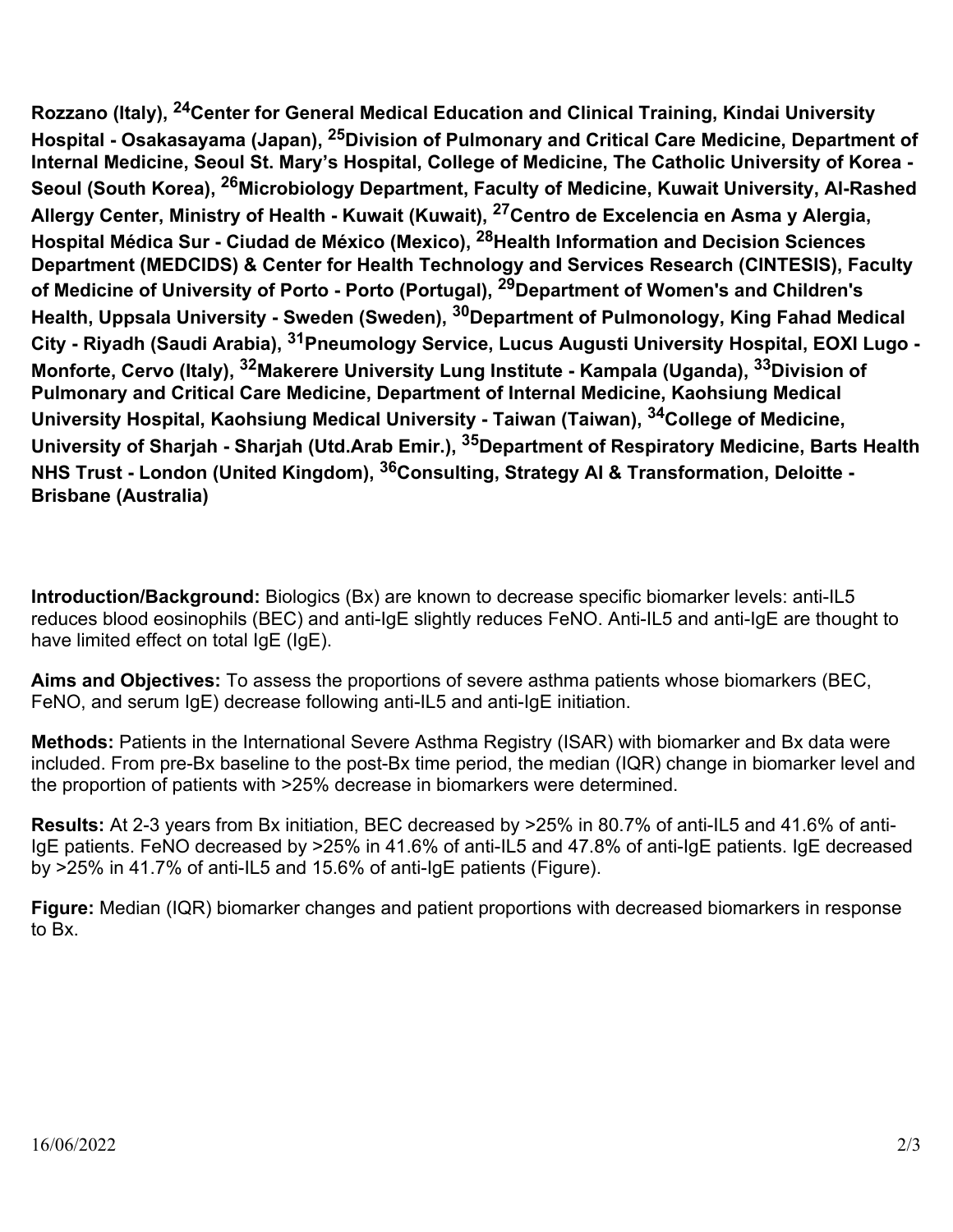**Rozzano (Italy), [24]Center for General Medical Education and Clinical Training, Kindai University Hospital - Osakasayama (Japan), [25]Division of Pulmonary and Critical Care Medicine, Department of Internal Medicine, Seoul St. Mary's Hospital, College of Medicine, The Catholic University of Korea - Seoul (South Korea), [26]Microbiology Department, Faculty of Medicine, Kuwait University, Al-Rashed Allergy Center, Ministry of Health - Kuwait (Kuwait), [27]Centro de Excelencia en Asma y Alergia, Hospital Médica Sur - Ciudad de México (Mexico), [28]Health Information and Decision Sciences Department (MEDCIDS) & Center for Health Technology and Services Research (CINTESIS), Faculty of Medicine of University of Porto - Porto (Portugal), [29]Department of Women's and Children's Health, Uppsala University - Sweden (Sweden), [30]Department of Pulmonology, King Fahad Medical City - Riyadh (Saudi Arabia), [31]Pneumology Service, Lucus Augusti University Hospital, EOXI Lugo - Monforte, Cervo (Italy), [32]Makerere University Lung Institute - Kampala (Uganda), [33]Division of Pulmonary and Critical Care Medicine, Department of Internal Medicine, Kaohsiung Medical University Hospital, Kaohsiung Medical University - Taiwan (Taiwan), [34]College of Medicine, University of Sharjah - Sharjah (Utd.Arab Emir.), [35]Department of Respiratory Medicine, Barts Health NHS Trust - London (United Kingdom), [36]Consulting, Strategy AI & Transformation, Deloitte - Brisbane (Australia)**

**Introduction/Background:** Biologics (Bx) are known to decrease specific biomarker levels: anti-IL5 reduces blood eosinophils (BEC) and anti-IgE slightly reduces FeNO. Anti-IL5 and anti-IgE are thought to have limited effect on total IgE (IgE).

**Aims and Objectives:** To assess the proportions of severe asthma patients whose biomarkers (BEC, FeNO, and serum IgE) decrease following anti-IL5 and anti-IgE initiation.

**Methods:** Patients in the International Severe Asthma Registry (ISAR) with biomarker and Bx data were included. From pre-Bx baseline to the post-Bx time period, the median (IQR) change in biomarker level and the proportion of patients with >25% decrease in biomarkers were determined.

**Results:** At 2-3 years from Bx initiation, BEC decreased by >25% in 80.7% of anti-IL5 and 41.6% of anti-IgE patients. FeNO decreased by >25% in 41.6% of anti-IL5 and 47.8% of anti-IgE patients. IgE decreased by >25% in 41.7% of anti-IL5 and 15.6% of anti-IgE patients (Figure).

**Figure:** Median (IQR) biomarker changes and patient proportions with decreased biomarkers in response to Bx.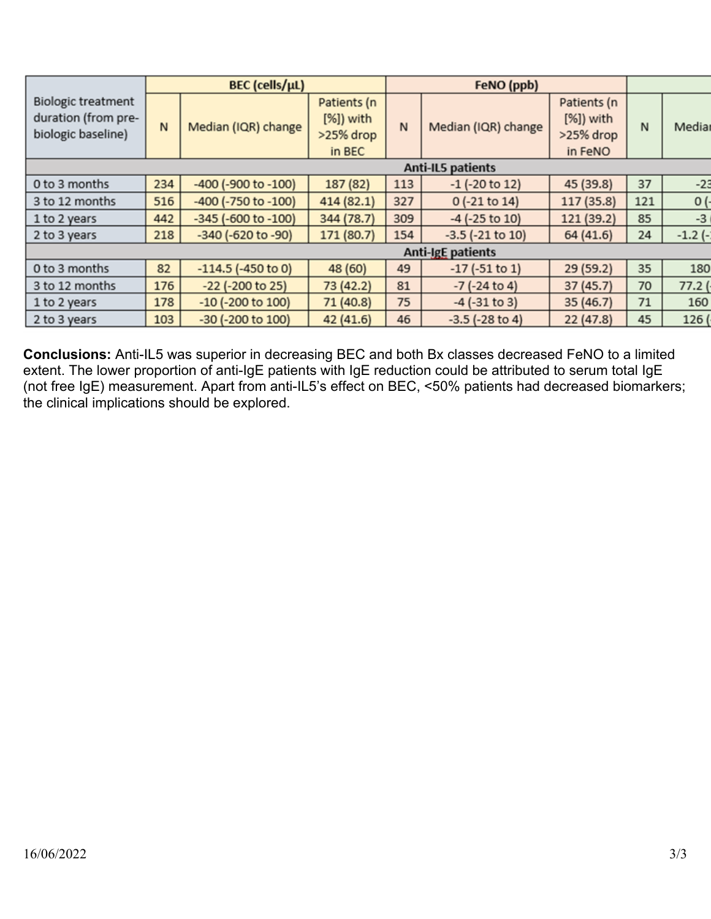| Biologic treatment duration (from pre-biologic baseline) | BEC (cells/µL) | | | FeNO (ppb) | | | | |
|---|---|---|---|---|---|---|---|---|
| | N | Median (IQR) change | Patients (n [%]) with >25% drop in BEC | N | Median (IQR) change | Patients (n [%]) with >25% drop in FeNO | N | Median |
| **Anti-IL5 patients** | | | | | | | | |
| 0 to 3 months | 234 | -400 (-900 to -100) | 187 (82) | 113 | -1 (-20 to 12) | 45 (39.8) | 37 | -23 |
| 3 to 12 months | 516 | -400 (-750 to -100) | 414 (82.1) | 327 | 0 (-21 to 14) | 117 (35.8) | 121 | 0 ( |
| 1 to 2 years | 442 | -345 (-600 to -100) | 344 (78.7) | 309 | -4 (-25 to 10) | 121 (39.2) | 85 | -3 |
| 2 to 3 years | 218 | -340 (-620 to -90) | 171 (80.7) | 154 | -3.5 (-21 to 10) | 64 (41.6) | 24 | -1.2 ( |
| **Anti-IgE patients** | | | | | | | | |
| 0 to 3 months | 82 | -114.5 (-450 to 0) | 48 (60) | 49 | -17 (-51 to 1) | 29 (59.2) | 35 | 180 |
| 3 to 12 months | 176 | -22 (-200 to 25) | 73 (42.2) | 81 | -7 (-24 to 4) | 37 (45.7) | 70 | 77.2 ( |
| 1 to 2 years | 178 | -10 (-200 to 100) | 71 (40.8) | 75 | -4 (-31 to 3) | 35 (46.7) | 71 | 160 |
| 2 to 3 years | 103 | -30 (-200 to 100) | 42 (41.6) | 46 | -3.5 (-28 to 4) | 22 (47.8) | 45 | 126 ( |

**Conclusions:** Anti-IL5 was superior in decreasing BEC and both Bx classes decreased FeNO to a limited extent. The lower proportion of anti-IgE patients with IgE reduction could be attributed to serum total IgE (not free IgE) measurement. Apart from anti-IL5's effect on BEC, <50% patients had decreased biomarkers; the clinical implications should be explored.